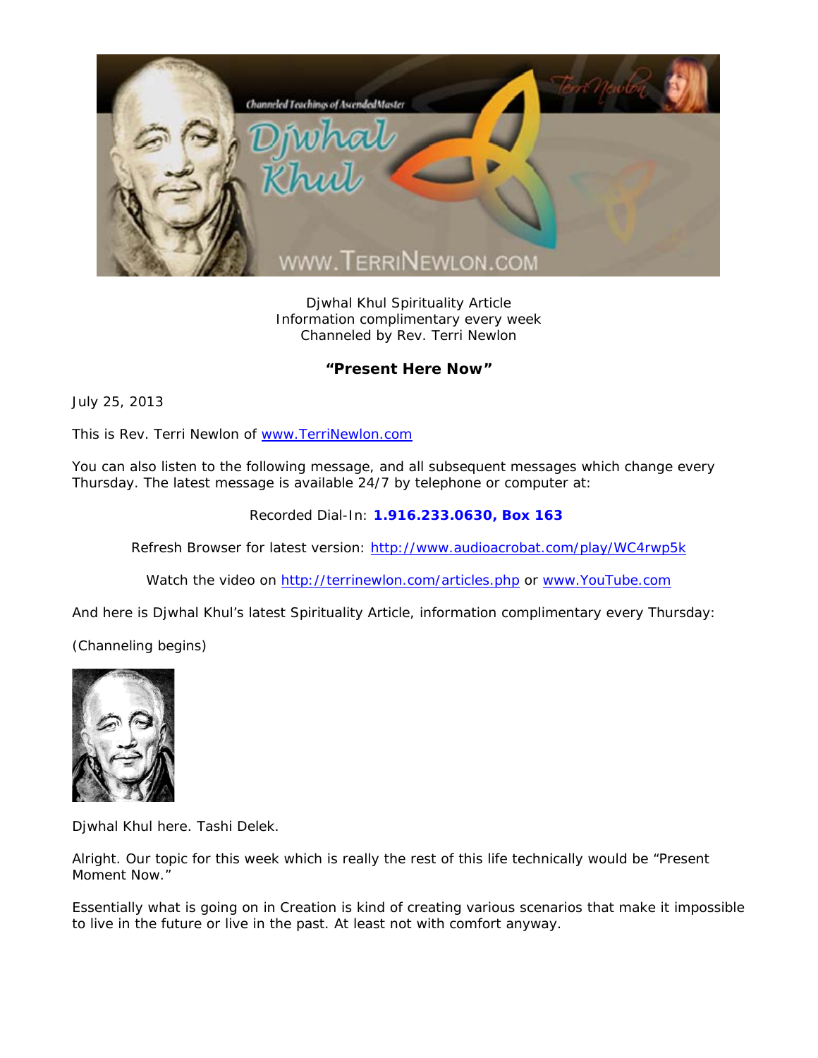Djwhal Khul Spirituality Article
Information complimentary every week
Channeled by Rev. Terri Newlon

## "Present Here Now"

July 25, 2013

This is Rev. Terri Newlon of www.TerriNewlon.com

You can also listen to the following message, and all subsequent messages which change every Thursday. The latest message is available 24/7 by telephone or computer at:

Recorded Dial-In: **1.916.233.0630, Box 163**

Refresh Browser for latest version: http://www.audioacrobat.com/play/WC4rwp5k

Watch the video on http://terrinewlon.com/articles.php or www.YouTube.com

And here is Djwhal Khul's latest Spirituality Article, information complimentary every Thursday:

(Channeling begins)

Djwhal Khul here. Tashi Delek.

Alright. Our topic for this week which is really the rest of this life technically would be "Present Moment Now."

Essentially what is going on in Creation is kind of creating various scenarios that make it impossible to live in the future or live in the past. At least not with comfort anyway.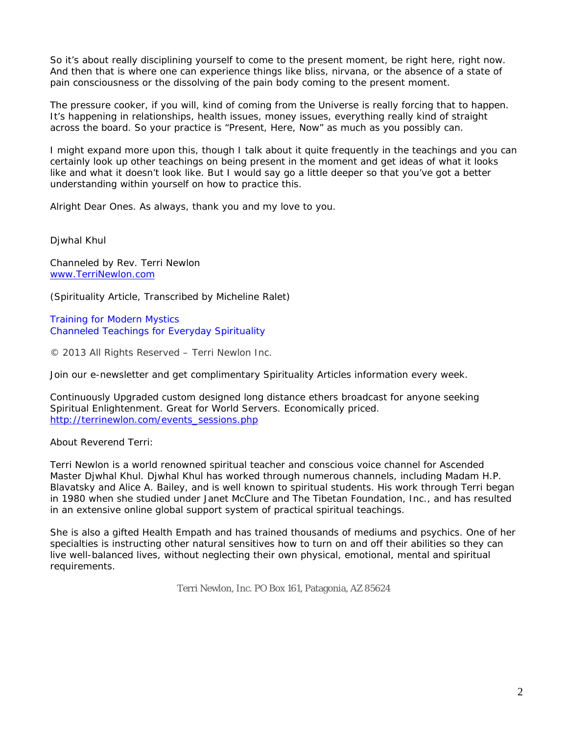So it's about really disciplining yourself to come to the present moment, be right here, right now. And then that is where one can experience things like bliss, nirvana, or the absence of a state of pain consciousness or the dissolving of the pain body coming to the present moment.

The pressure cooker, if you will, kind of coming from the Universe is really forcing that to happen. It's happening in relationships, health issues, money issues, everything really kind of straight across the board. So your practice is "Present, Here, Now" as much as you possibly can.

I might expand more upon this, though I talk about it quite frequently in the teachings and you can certainly look up other teachings on being present in the moment and get ideas of what it looks like and what it doesn't look like. But I would say go a little deeper so that you've got a better understanding within yourself on how to practice this.

Alright Dear Ones. As always, thank you and my love to you.

Djwhal Khul

Channeled by Rev. Terri Newlon
www.TerriNewlon.com

(Spirituality Article, Transcribed by Micheline Ralet)

Training for Modern Mystics
Channeled Teachings for Everyday Spirituality

© 2013 All Rights Reserved – Terri Newlon Inc.

Join our e-newsletter and get complimentary Spirituality Articles information every week.

Continuously Upgraded custom designed long distance ethers broadcast for anyone seeking Spiritual Enlightenment. Great for World Servers. Economically priced.
http://terrinewlon.com/events_sessions.php

About Reverend Terri:

Terri Newlon is a world renowned spiritual teacher and conscious voice channel for Ascended Master Djwhal Khul. Djwhal Khul has worked through numerous channels, including Madam H.P. Blavatsky and Alice A. Bailey, and is well known to spiritual students. His work through Terri began in 1980 when she studied under Janet McClure and The Tibetan Foundation, Inc., and has resulted in an extensive online global support system of practical spiritual teachings.

She is also a gifted Health Empath and has trained thousands of mediums and psychics. One of her specialties is instructing other natural sensitives how to turn on and off their abilities so they can live well-balanced lives, without neglecting their own physical, emotional, mental and spiritual requirements.

Terri Newlon, Inc. PO Box 161, Patagonia, AZ 85624